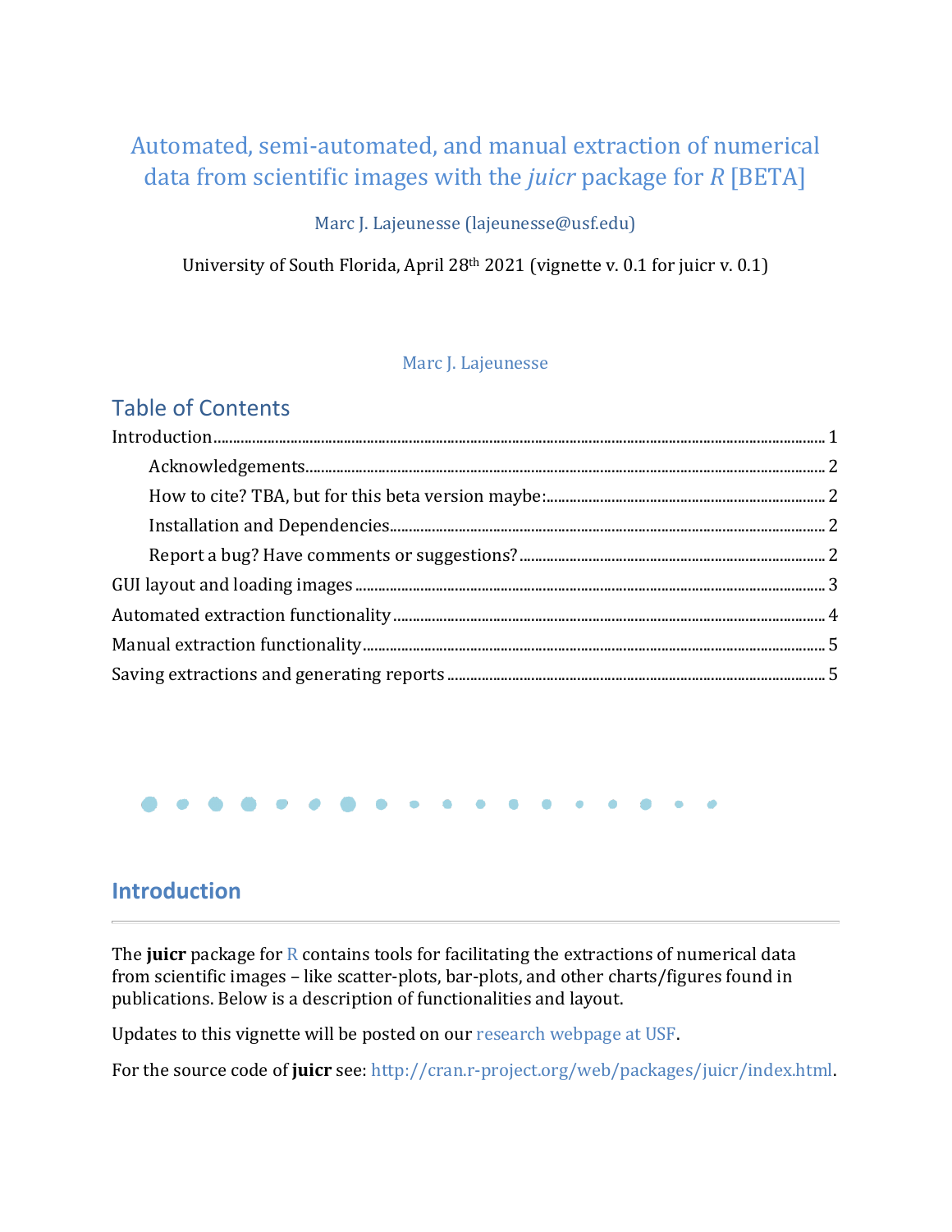# Automated, semi-automated, and manual extraction of numerical data from scientific images with the *juicr* package for *R* [BETA]

Marc J. Lajeunesse (lajeunesse@usf.edu)

University of South Florida, April 28th 2021 (vignette v. 0.1 for juicr v. 0.1)

Marc J. Lajeunesse

## Table of Contents

Introduction ........ 1
- Acknowledgements ........ 2
- How to cite? TBA, but for this beta version maybe: ........ 2
- Installation and Dependencies ........ 2
- Report a bug? Have comments or suggestions? ........ 2

GUI layout and loading images ........ 3
Automated extraction functionality ........ 4
Manual extraction functionality ........ 5
Saving extractions and generating reports ........ 5

## Introduction

The **juicr** package for R contains tools for facilitating the extractions of numerical data from scientific images – like scatter-plots, bar-plots, and other charts/figures found in publications. Below is a description of functionalities and layout.

Updates to this vignette will be posted on our research webpage at USF.

For the source code of **juicr** see: http://cran.r-project.org/web/packages/juicr/index.html.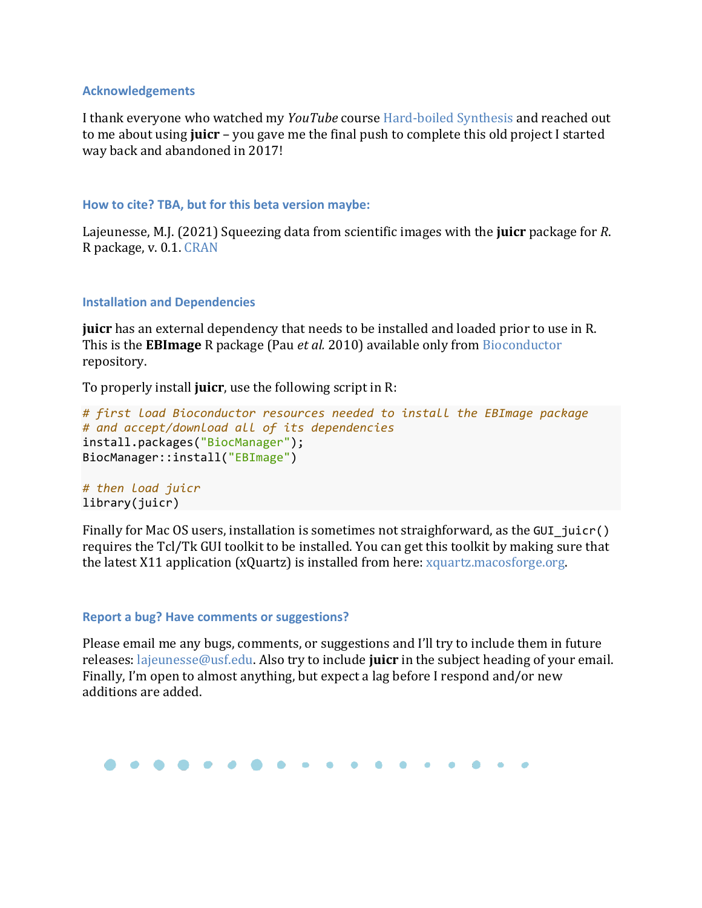### Acknowledgements

I thank everyone who watched my *YouTube* course Hard-boiled Synthesis and reached out to me about using **juicr** – you gave me the final push to complete this old project I started way back and abandoned in 2017!

### How to cite? TBA, but for this beta version maybe:

Lajeunesse, M.J. (2021) Squeezing data from scientific images with the **juicr** package for *R*. R package, v. 0.1. CRAN

### Installation and Dependencies

**juicr** has an external dependency that needs to be installed and loaded prior to use in R. This is the **EBImage** R package (Pau *et al.* 2010) available only from Bioconductor repository.

To properly install **juicr**, use the following script in R:

```
# first load Bioconductor resources needed to install the EBImage package
# and accept/download all of its dependencies
install.packages("BiocManager");
BiocManager::install("EBImage")

# then load juicr
library(juicr)
```

Finally for Mac OS users, installation is sometimes not straighforward, as the `GUI_juicr()` requires the Tcl/Tk GUI toolkit to be installed. You can get this toolkit by making sure that the latest X11 application (xQuartz) is installed from here: xquartz.macosforge.org.

### Report a bug? Have comments or suggestions?

Please email me any bugs, comments, or suggestions and I'll try to include them in future releases: lajeunesse@usf.edu. Also try to include **juicr** in the subject heading of your email. Finally, I'm open to almost anything, but expect a lag before I respond and/or new additions are added.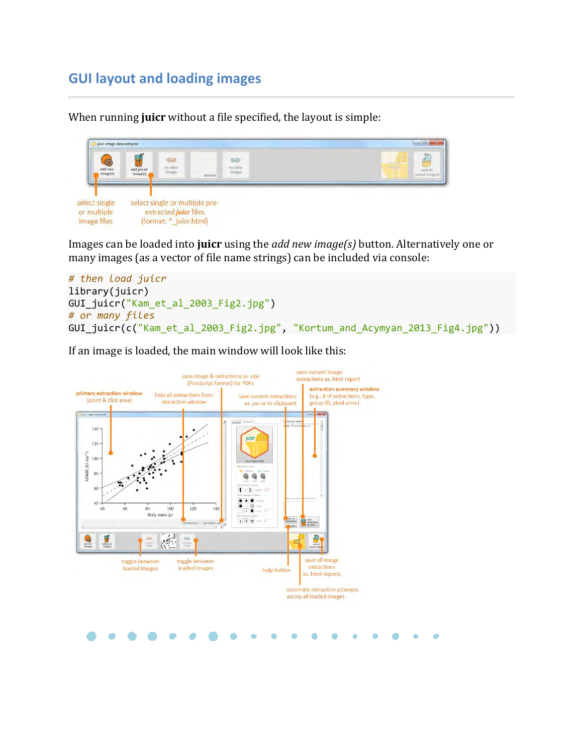## GUI layout and loading images

When running **juicr** without a file specified, the layout is simple:

Images can be loaded into **juicr** using the *add new image(s)* button. Alternatively one or many images (as a vector of file name strings) can be included via console:

```
# then load juicr
library(juicr)
GUI_juicr("Kam_et_al_2003_Fig2.jpg")
# or many files
GUI_juicr(c("Kam_et_al_2003_Fig2.jpg", "Kortum_and_Acymyan_2013_Fig4.jpg"))
```

If an image is loaded, the main window will look like this: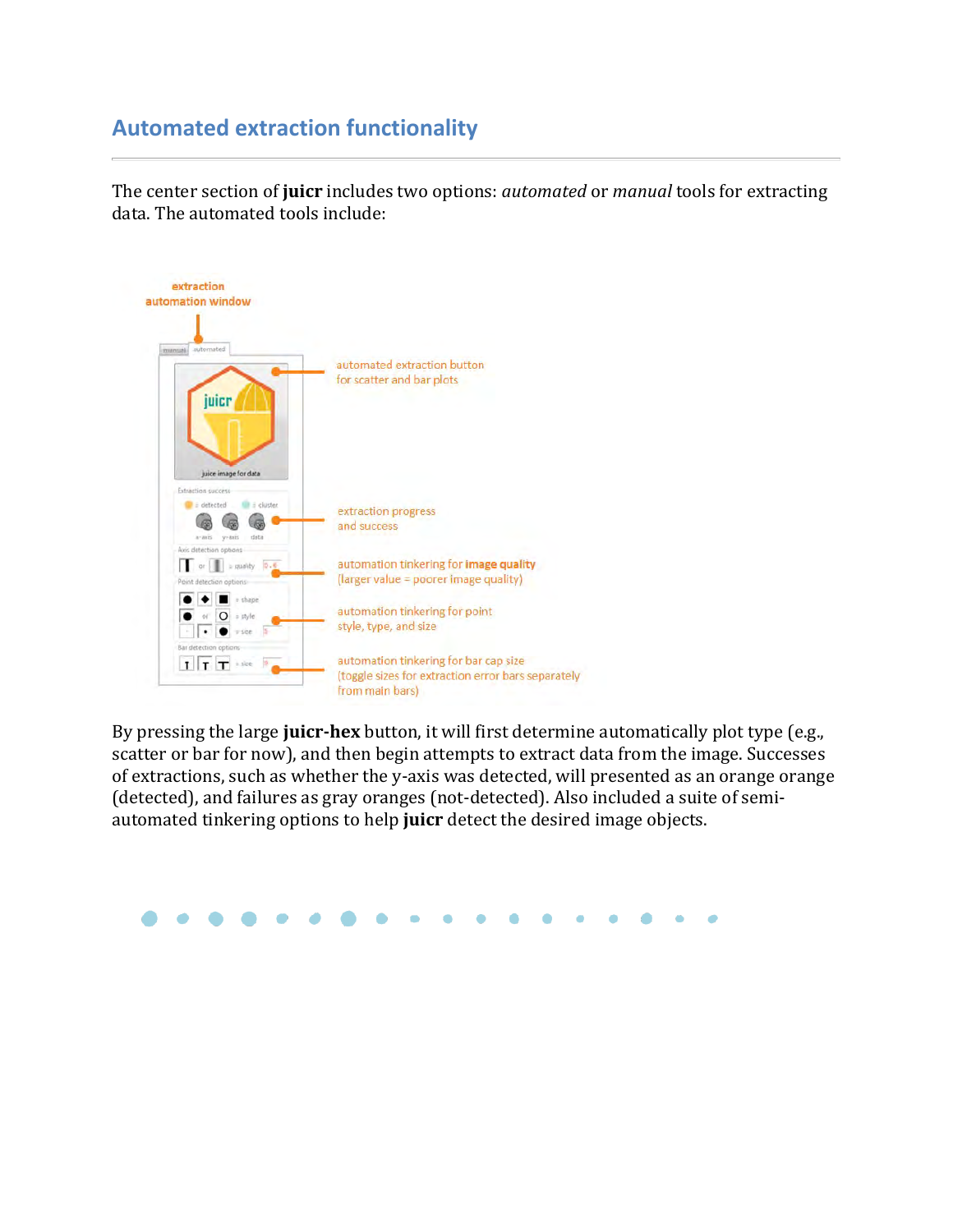## Automated extraction functionality

The center section of **juicr** includes two options: *automated* or *manual* tools for extracting data. The automated tools include:

extraction automation window

automated extraction button for scatter and bar plots

extraction progress and success

automation tinkering for **image quality** (larger value = poorer image quality)

automation tinkering for point style, type, and size

automation tinkering for bar cap size (toggle sizes for extraction error bars separately from main bars)

By pressing the large **juicr-hex** button, it will first determine automatically plot type (e.g., scatter or bar for now), and then begin attempts to extract data from the image. Successes of extractions, such as whether the y-axis was detected, will presented as an orange orange (detected), and failures as gray oranges (not-detected). Also included a suite of semi-automated tinkering options to help **juicr** detect the desired image objects.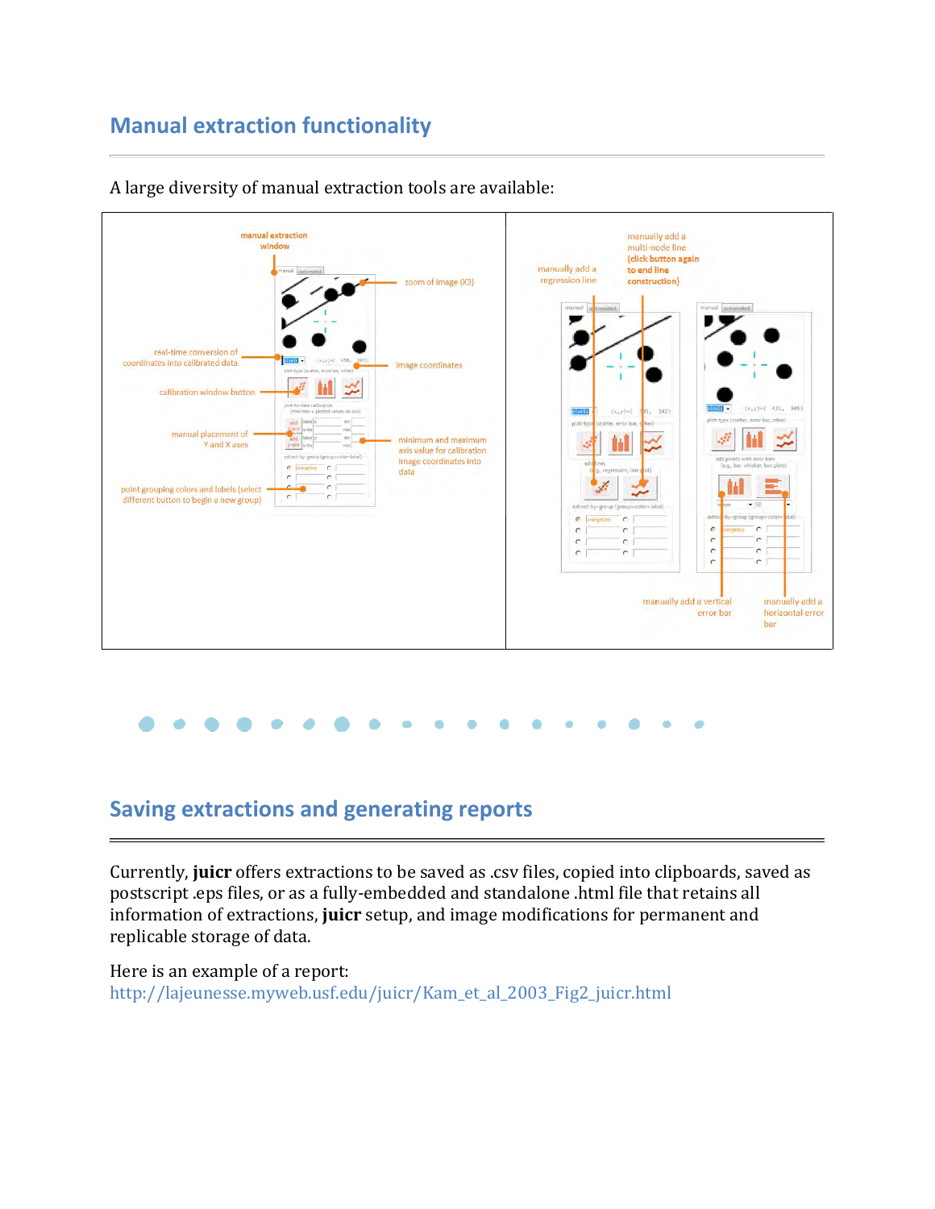## Manual extraction functionality

A large diversity of manual extraction tools are available:

manual extraction window

zoom of image (X3)

real-time conversion of coordinates into calibrated data

image coordinates

calibration window button

manual placement of Y and X axes

minimum and maximum axis value for calibration image coordinates into data

point grouping colors and labels (select different button to begin a new group)

manually add a regression line

manually add a multi-node line (click button again to end line construction)

manually add a vertical error bar

manually add a horizontal error bar

## Saving extractions and generating reports

Currently, **juicr** offers extractions to be saved as .csv files, copied into clipboards, saved as postscript .eps files, or as a fully-embedded and standalone .html file that retains all information of extractions, **juicr** setup, and image modifications for permanent and replicable storage of data.

Here is an example of a report:
http://lajeunesse.myweb.usf.edu/juicr/Kam_et_al_2003_Fig2_juicr.html